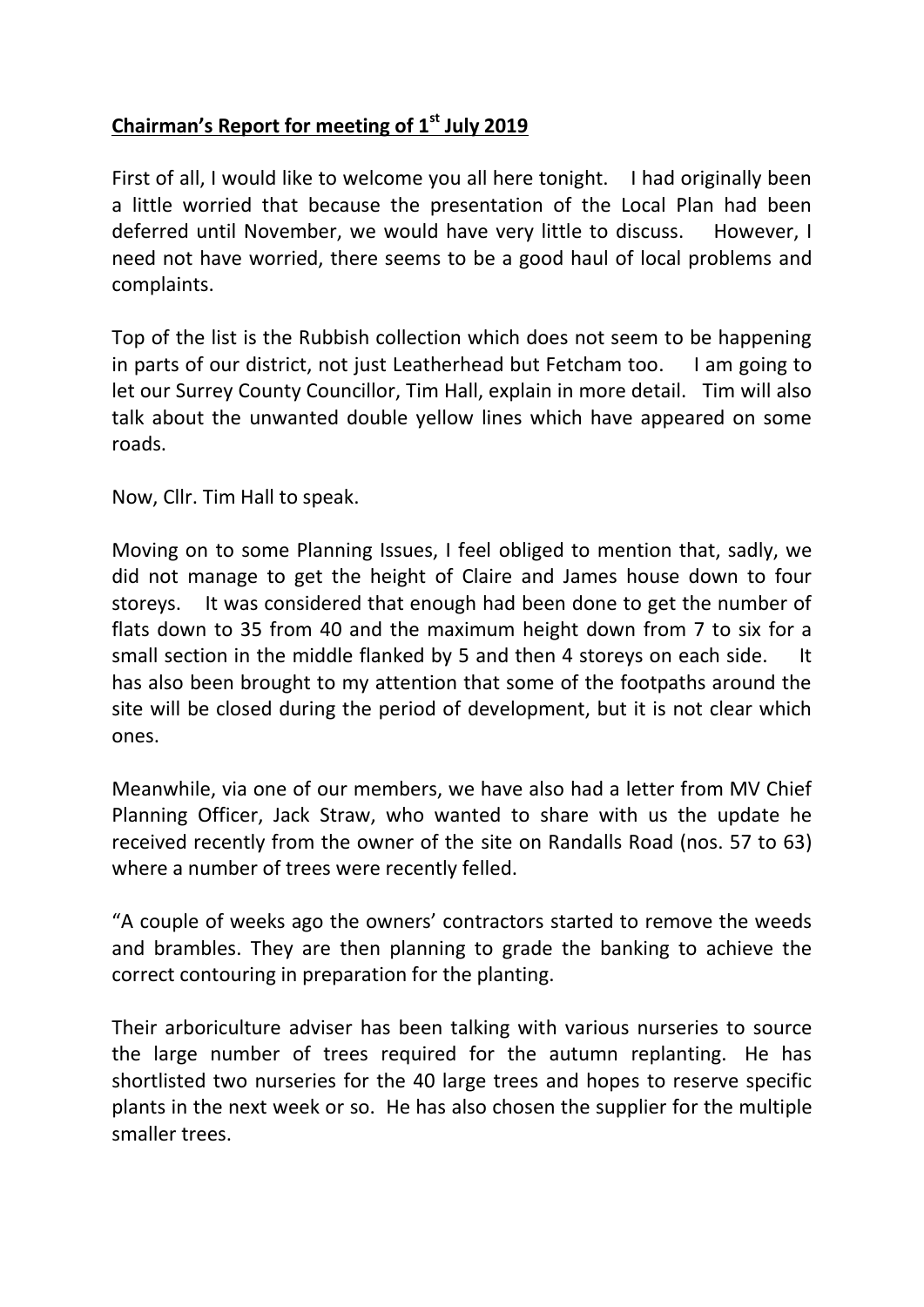**Chairman's Report for meeting of 1st July 2019**

First of all, I would like to welcome you all here tonight. I had originally been a little worried that because the presentation of the Local Plan had been deferred until November, we would have very little to discuss. However, I need not have worried, there seems to be a good haul of local problems and complaints.

Top of the list is the Rubbish collection which does not seem to be happening in parts of our district, not just Leatherhead but Fetcham too. I am going to let our Surrey County Councillor, Tim Hall, explain in more detail. Tim will also talk about the unwanted double yellow lines which have appeared on some roads.

Now, Cllr. Tim Hall to speak.

Moving on to some Planning Issues, I feel obliged to mention that, sadly, we did not manage to get the height of Claire and James house down to four storeys. It was considered that enough had been done to get the number of flats down to 35 from 40 and the maximum height down from 7 to six for a small section in the middle flanked by 5 and then 4 storeys on each side. It has also been brought to my attention that some of the footpaths around the site will be closed during the period of development, but it is not clear which ones.

Meanwhile, via one of our members, we have also had a letter from MV Chief Planning Officer, Jack Straw, who wanted to share with us the update he received recently from the owner of the site on Randalls Road (nos. 57 to 63) where a number of trees were recently felled.

"A couple of weeks ago the owners' contractors started to remove the weeds and brambles. They are then planning to grade the banking to achieve the correct contouring in preparation for the planting.

Their arboriculture adviser has been talking with various nurseries to source the large number of trees required for the autumn replanting. He has shortlisted two nurseries for the 40 large trees and hopes to reserve specific plants in the next week or so. He has also chosen the supplier for the multiple smaller trees.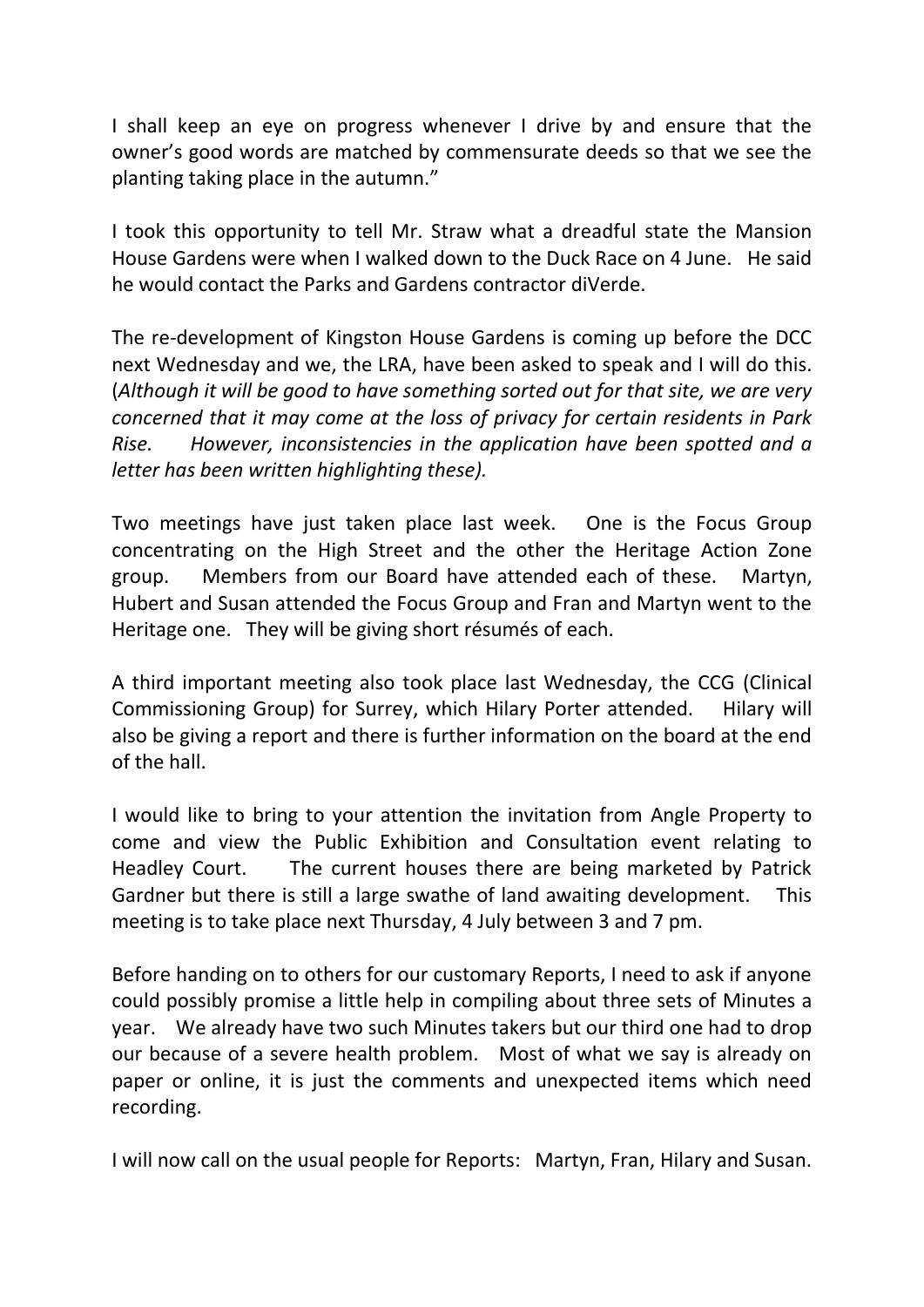I shall keep an eye on progress whenever I drive by and ensure that the owner's good words are matched by commensurate deeds so that we see the planting taking place in the autumn."

I took this opportunity to tell Mr. Straw what a dreadful state the Mansion House Gardens were when I walked down to the Duck Race on 4 June. He said he would contact the Parks and Gardens contractor diVerde.

The re-development of Kingston House Gardens is coming up before the DCC next Wednesday and we, the LRA, have been asked to speak and I will do this. (*Although it will be good to have something sorted out for that site, we are very concerned that it may come at the loss of privacy for certain residents in Park Rise. However, inconsistencies in the application have been spotted and a letter has been written highlighting these).*

Two meetings have just taken place last week. One is the Focus Group concentrating on the High Street and the other the Heritage Action Zone group. Members from our Board have attended each of these. Martyn, Hubert and Susan attended the Focus Group and Fran and Martyn went to the Heritage one. They will be giving short résumés of each.

A third important meeting also took place last Wednesday, the CCG (Clinical Commissioning Group) for Surrey, which Hilary Porter attended. Hilary will also be giving a report and there is further information on the board at the end of the hall.

I would like to bring to your attention the invitation from Angle Property to come and view the Public Exhibition and Consultation event relating to Headley Court. The current houses there are being marketed by Patrick Gardner but there is still a large swathe of land awaiting development. This meeting is to take place next Thursday, 4 July between 3 and 7 pm.

Before handing on to others for our customary Reports, I need to ask if anyone could possibly promise a little help in compiling about three sets of Minutes a year. We already have two such Minutes takers but our third one had to drop our because of a severe health problem. Most of what we say is already on paper or online, it is just the comments and unexpected items which need recording.

I will now call on the usual people for Reports: Martyn, Fran, Hilary and Susan.